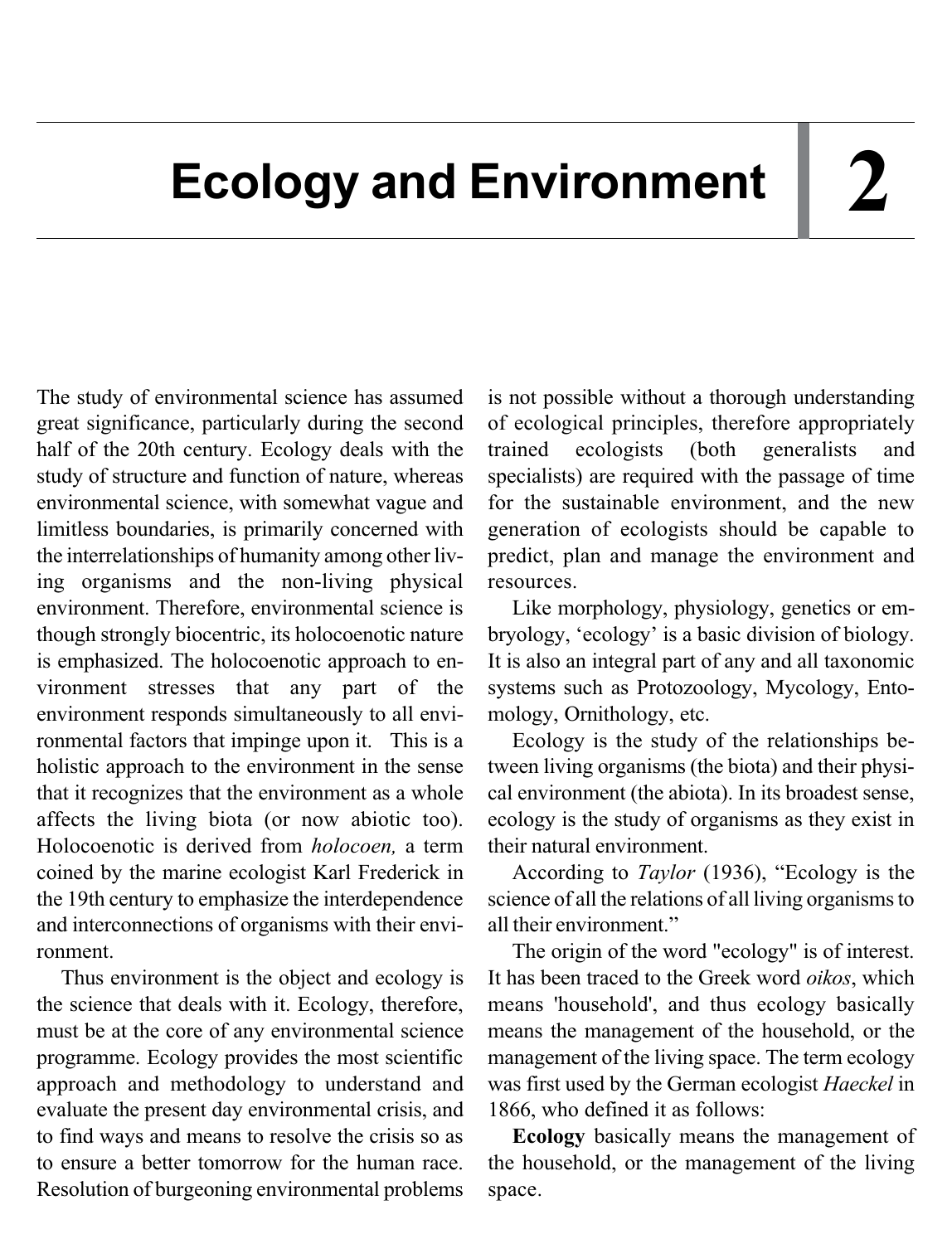# 2 Ecology and Environment

The study of environmental science has assumed great significance, particularly during the second half of the 20th century. Ecology deals with the study of structure and function of nature, whereas environmental science, with somewhat vague and limitless boundaries, is primarily concerned with the interrelationships of humanity among other living organisms and the non-living physical environment. Therefore, environmental science is though strongly biocentric, its holocoenotic nature is emphasized. The holocoenotic approach to environment stresses that any part of the environment responds simultaneously to all environmental factors that impinge upon it. This is a holistic approach to the environment in the sense that it recognizes that the environment as a whole affects the living biota (or now abiotic too). Holocoenotic is derived from *holocoen,* a term coined by the marine ecologist Karl Frederick in the 19th century to emphasize the interdependence and interconnections of organisms with their environment.

Thus environment is the object and ecology is the science that deals with it. Ecology, therefore, must be at the core of any environmental science programme. Ecology provides the most scientific approach and methodology to understand and evaluate the present day environmental crisis, and to find ways and means to resolve the crisis so as to ensure a better tomorrow for the human race. Resolution of burgeoning environmental problems is not possible without a thorough understanding of ecological principles, therefore appropriately trained ecologists (both generalists and specialists) are required with the passage of time for the sustainable environment, and the new generation of ecologists should be capable to predict, plan and manage the environment and resources.

Like morphology, physiology, genetics or embryology, 'ecology' is a basic division of biology. It is also an integral part of any and all taxonomic systems such as Protozoology, Mycology, Entomology, Ornithology, etc.

Ecology is the study of the relationships between living organisms (the biota) and their physical environment (the abiota). In its broadest sense, ecology is the study of organisms as they exist in their natural environment.

According to *Taylor* (1936), "Ecology is the science of all the relations of all living organisms to all their environment."

The origin of the word "ecology" is of interest. It has been traced to the Greek word *oikos*, which means 'household', and thus ecology basically means the management of the household, or the management of the living space. The term ecology was first used by the German ecologist *Haeckel* in 1866, who defined it as follows:

**Ecology** basically means the management of the household, or the management of the living space.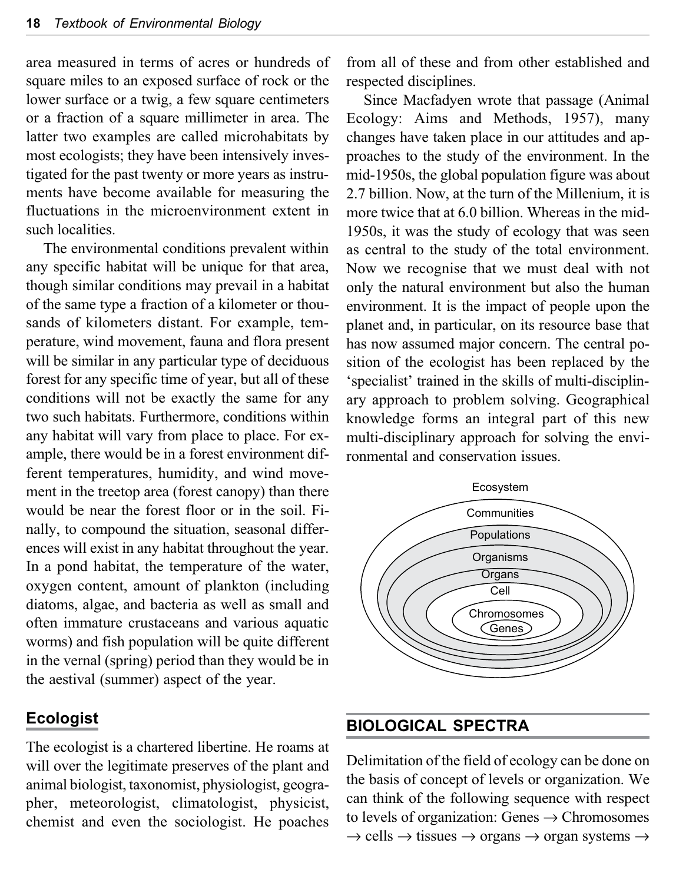area measured in terms of acres or hundreds of square miles to an exposed surface of rock or the lower surface or a twig, a few square centimeters or a fraction of a square millimeter in area. The latter two examples are called microhabitats by most ecologists; they have been intensively investigated for the past twenty or more years as instruments have become available for measuring the fluctuations in the microenvironment extent in such localities.

The environmental conditions prevalent within any specific habitat will be unique for that area, though similar conditions may prevail in a habitat of the same type a fraction of a kilometer or thousands of kilometers distant. For example, temperature, wind movement, fauna and flora present will be similar in any particular type of deciduous forest for any specific time of year, but all of these conditions will not be exactly the same for any two such habitats. Furthermore, conditions within any habitat will vary from place to place. For example, there would be in a forest environment different temperatures, humidity, and wind movement in the treetop area (forest canopy) than there would be near the forest floor or in the soil. Finally, to compound the situation, seasonal differences will exist in any habitat throughout the year. In a pond habitat, the temperature of the water, oxygen content, amount of plankton (including diatoms, algae, and bacteria as well as small and often immature crustaceans and various aquatic worms) and fish population will be quite different in the vernal (spring) period than they would be in the aestival (summer) aspect of the year.

## Ecologist

The ecologist is a chartered libertine. He roams at will over the legitimate preserves of the plant and animal biologist, taxonomist, physiologist, geographer, meteorologist, climatologist, physicist, chemist and even the sociologist. He poaches from all of these and from other established and respected disciplines.

Since Macfadyen wrote that passage (Animal Ecology: Aims and Methods, 1957), many changes have taken place in our attitudes and approaches to the study of the environment. In the mid-1950s, the global population figure was about 2.7 billion. Now, at the turn of the Millenium, it is more twice that at 6.0 billion. Whereas in the mid-1950s, it was the study of ecology that was seen as central to the study of the total environment. Now we recognise that we must deal with not only the natural environment but also the human environment. It is the impact of people upon the planet and, in particular, on its resource base that has now assumed major concern. The central position of the ecologist has been replaced by the 'specialist' trained in the skills of multi-disciplinary approach to problem solving. Geographical knowledge forms an integral part of this new multi-disciplinary approach for solving the environmental and conservation issues.

Ecosystem

Communities

Populations

Organisms

Organs

Cell

Chromosomes

Genes

## BIOLOGICAL SPECTRA

Delimitation of the field of ecology can be done on the basis of concept of levels or organization. We can think of the following sequence with respect to levels of organization: Genes → Chromosomes → cells → tissues → organs → organ systems →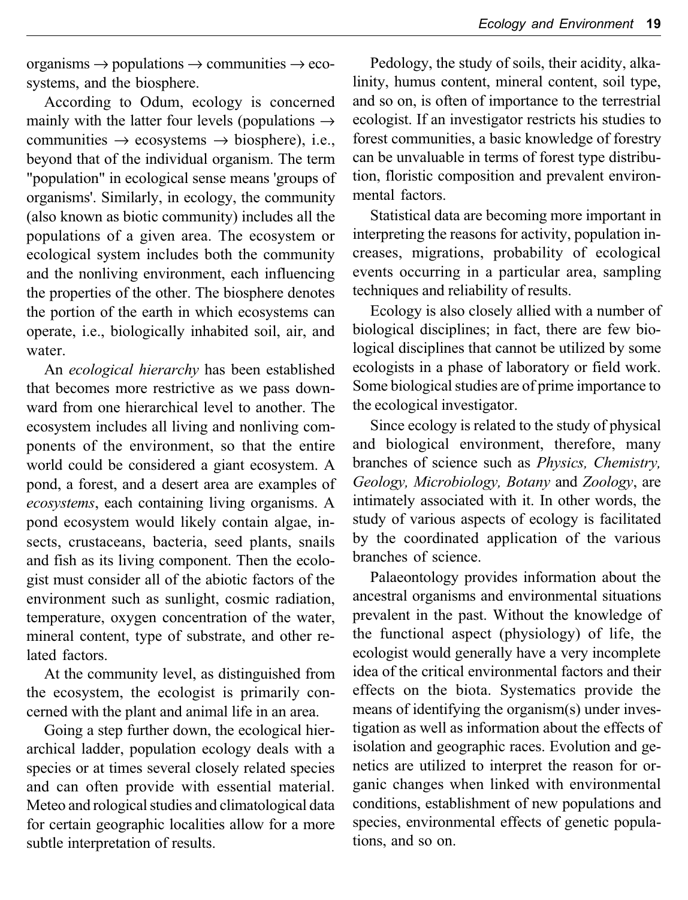organisms → populations → communities → ecosystems, and the biosphere.

According to Odum, ecology is concerned mainly with the latter four levels (populations → communities → ecosystems → biosphere), i.e., beyond that of the individual organism. The term "population" in ecological sense means 'groups of organisms'. Similarly, in ecology, the community (also known as biotic community) includes all the populations of a given area. The ecosystem or ecological system includes both the community and the nonliving environment, each influencing the properties of the other. The biosphere denotes the portion of the earth in which ecosystems can operate, i.e., biologically inhabited soil, air, and water.

An *ecological hierarchy* has been established that becomes more restrictive as we pass downward from one hierarchical level to another. The ecosystem includes all living and nonliving components of the environment, so that the entire world could be considered a giant ecosystem. A pond, a forest, and a desert area are examples of *ecosystems*, each containing living organisms. A pond ecosystem would likely contain algae, insects, crustaceans, bacteria, seed plants, snails and fish as its living component. Then the ecologist must consider all of the abiotic factors of the environment such as sunlight, cosmic radiation, temperature, oxygen concentration of the water, mineral content, type of substrate, and other related factors.

At the community level, as distinguished from the ecosystem, the ecologist is primarily concerned with the plant and animal life in an area.

Going a step further down, the ecological hierarchical ladder, population ecology deals with a species or at times several closely related species and can often provide with essential material. Meteo and rological studies and climatological data for certain geographic localities allow for a more subtle interpretation of results.

Pedology, the study of soils, their acidity, alkalinity, humus content, mineral content, soil type, and so on, is often of importance to the terrestrial ecologist. If an investigator restricts his studies to forest communities, a basic knowledge of forestry can be unvaluable in terms of forest type distribution, floristic composition and prevalent environmental factors.

Statistical data are becoming more important in interpreting the reasons for activity, population increases, migrations, probability of ecological events occurring in a particular area, sampling techniques and reliability of results.

Ecology is also closely allied with a number of biological disciplines; in fact, there are few biological disciplines that cannot be utilized by some ecologists in a phase of laboratory or field work. Some biological studies are of prime importance to the ecological investigator.

Since ecology is related to the study of physical and biological environment, therefore, many branches of science such as *Physics, Chemistry, Geology, Microbiology, Botany* and *Zoology*, are intimately associated with it. In other words, the study of various aspects of ecology is facilitated by the coordinated application of the various branches of science.

Palaeontology provides information about the ancestral organisms and environmental situations prevalent in the past. Without the knowledge of the functional aspect (physiology) of life, the ecologist would generally have a very incomplete idea of the critical environmental factors and their effects on the biota. Systematics provide the means of identifying the organism(s) under investigation as well as information about the effects of isolation and geographic races. Evolution and genetics are utilized to interpret the reason for organic changes when linked with environmental conditions, establishment of new populations and species, environmental effects of genetic populations, and so on.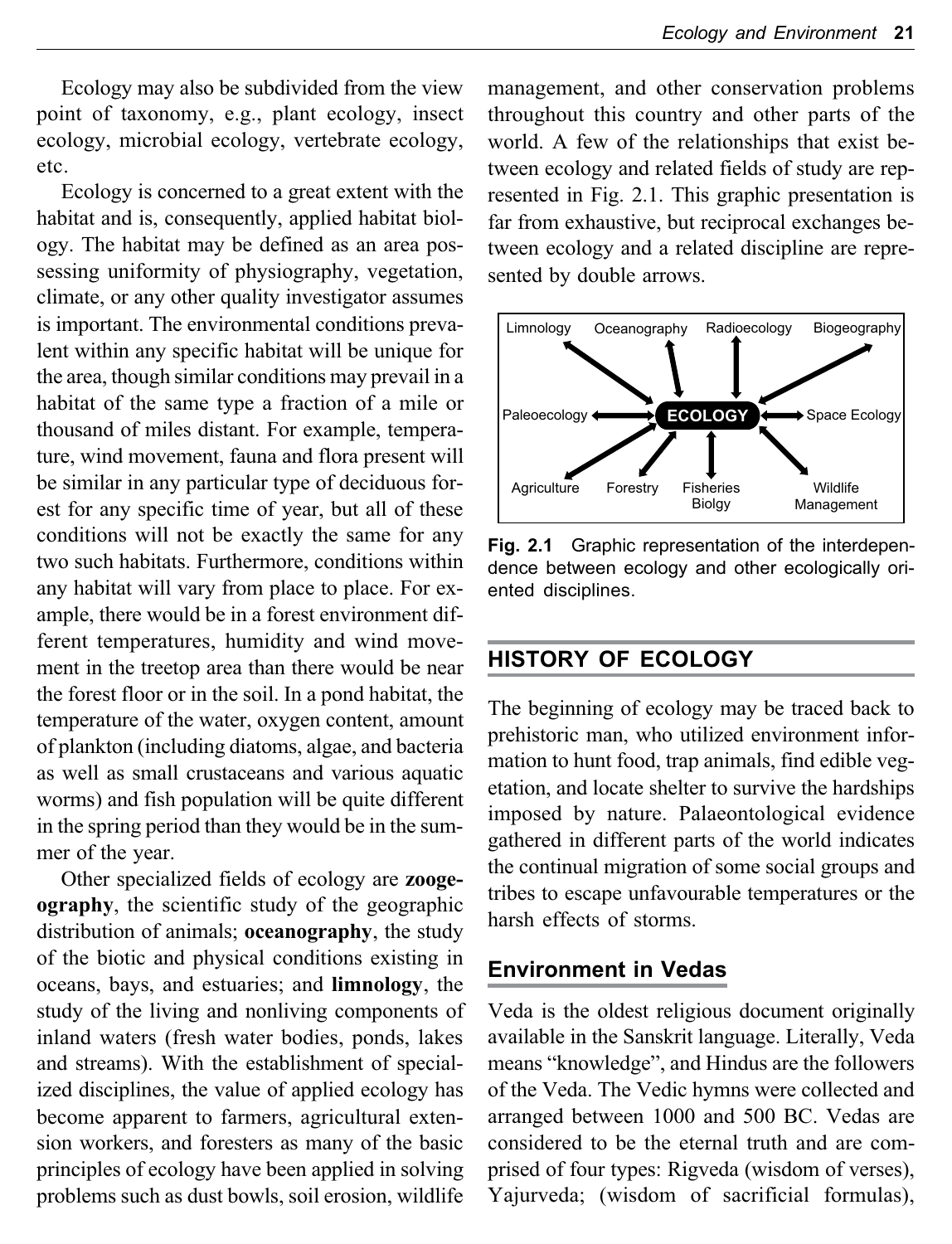Ecology may also be subdivided from the view point of taxonomy, e.g., plant ecology, insect ecology, microbial ecology, vertebrate ecology, etc.

Ecology is concerned to a great extent with the habitat and is, consequently, applied habitat biology. The habitat may be defined as an area possessing uniformity of physiography, vegetation, climate, or any other quality investigator assumes is important. The environmental conditions prevalent within any specific habitat will be unique for the area, though similar conditions may prevail in a habitat of the same type a fraction of a mile or thousand of miles distant. For example, temperature, wind movement, fauna and flora present will be similar in any particular type of deciduous forest for any specific time of year, but all of these conditions will not be exactly the same for any two such habitats. Furthermore, conditions within any habitat will vary from place to place. For example, there would be in a forest environment different temperatures, humidity and wind movement in the treetop area than there would be near the forest floor or in the soil. In a pond habitat, the temperature of the water, oxygen content, amount of plankton (including diatoms, algae, and bacteria as well as small crustaceans and various aquatic worms) and fish population will be quite different in the spring period than they would be in the summer of the year.

Other specialized fields of ecology are **zoogeography**, the scientific study of the geographic distribution of animals; **oceanography**, the study of the biotic and physical conditions existing in oceans, bays, and estuaries; and **limnology**, the study of the living and nonliving components of inland waters (fresh water bodies, ponds, lakes and streams). With the establishment of specialized disciplines, the value of applied ecology has become apparent to farmers, agricultural extension workers, and foresters as many of the basic principles of ecology have been applied in solving problems such as dust bowls, soil erosion, wildlife management, and other conservation problems throughout this country and other parts of the world. A few of the relationships that exist between ecology and related fields of study are represented in Fig. 2.1. This graphic presentation is far from exhaustive, but reciprocal exchanges between ecology and a related discipline are represented by double arrows.

Limnology, Oceanography, Radioecology, Biogeography, Paleoecology, ECOLOGY, Space Ecology, Agriculture, Forestry, Fisheries Biolgy, Wildlife Management

**Fig. 2.1** Graphic representation of the interdependence between ecology and other ecologically oriented disciplines.

## HISTORY OF ECOLOGY

The beginning of ecology may be traced back to prehistoric man, who utilized environment information to hunt food, trap animals, find edible vegetation, and locate shelter to survive the hardships imposed by nature. Palaeontological evidence gathered in different parts of the world indicates the continual migration of some social groups and tribes to escape unfavourable temperatures or the harsh effects of storms.

### Environment in Vedas

Veda is the oldest religious document originally available in the Sanskrit language. Literally, Veda means "knowledge", and Hindus are the followers of the Veda. The Vedic hymns were collected and arranged between 1000 and 500 BC. Vedas are considered to be the eternal truth and are comprised of four types: Rigveda (wisdom of verses), Yajurveda; (wisdom of sacrificial formulas),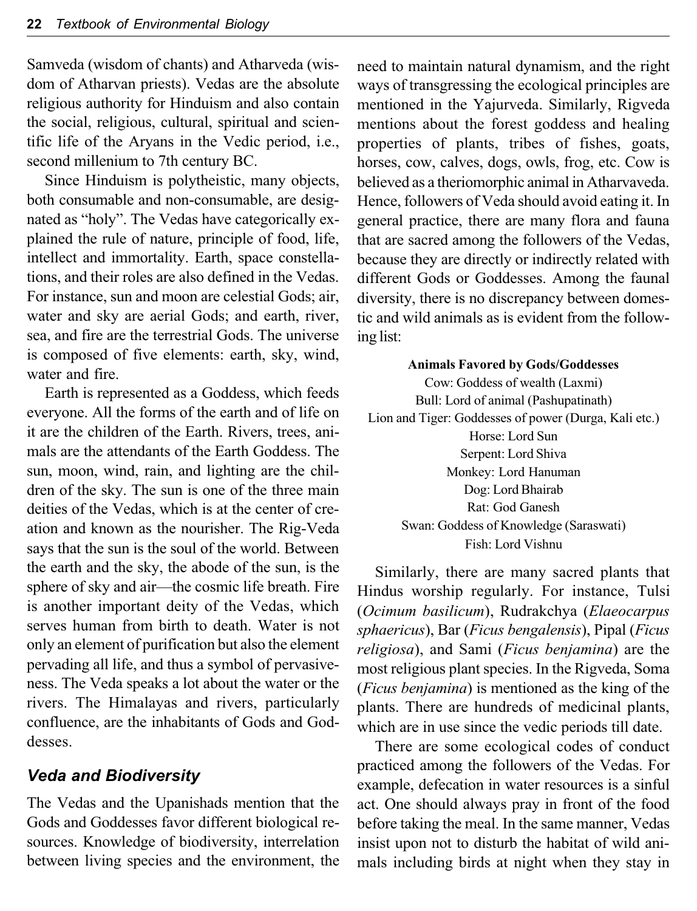Samveda (wisdom of chants) and Atharveda (wisdom of Atharvan priests). Vedas are the absolute religious authority for Hinduism and also contain the social, religious, cultural, spiritual and scientific life of the Aryans in the Vedic period, i.e., second millenium to 7th century BC.

Since Hinduism is polytheistic, many objects, both consumable and non-consumable, are designated as "holy". The Vedas have categorically explained the rule of nature, principle of food, life, intellect and immortality. Earth, space constellations, and their roles are also defined in the Vedas. For instance, sun and moon are celestial Gods; air, water and sky are aerial Gods; and earth, river, sea, and fire are the terrestrial Gods. The universe is composed of five elements: earth, sky, wind, water and fire.

Earth is represented as a Goddess, which feeds everyone. All the forms of the earth and of life on it are the children of the Earth. Rivers, trees, animals are the attendants of the Earth Goddess. The sun, moon, wind, rain, and lighting are the children of the sky. The sun is one of the three main deities of the Vedas, which is at the center of creation and known as the nourisher. The Rig-Veda says that the sun is the soul of the world. Between the earth and the sky, the abode of the sun, is the sphere of sky and air—the cosmic life breath. Fire is another important deity of the Vedas, which serves human from birth to death. Water is not only an element of purification but also the element pervading all life, and thus a symbol of pervasiveness. The Veda speaks a lot about the water or the rivers. The Himalayas and rivers, particularly confluence, are the inhabitants of Gods and Goddesses.

### Veda and Biodiversity

The Vedas and the Upanishads mention that the Gods and Goddesses favor different biological resources. Knowledge of biodiversity, interrelation between living species and the environment, the need to maintain natural dynamism, and the right ways of transgressing the ecological principles are mentioned in the Yajurveda. Similarly, Rigveda mentions about the forest goddess and healing properties of plants, tribes of fishes, goats, horses, cow, calves, dogs, owls, frog, etc. Cow is believed as a theriomorphic animal in Atharvaveda. Hence, followers of Veda should avoid eating it. In general practice, there are many flora and fauna that are sacred among the followers of the Vedas, because they are directly or indirectly related with different Gods or Goddesses. Among the faunal diversity, there is no discrepancy between domestic and wild animals as is evident from the following list:

**Animals Favored by Gods/Goddesses**

Cow: Goddess of wealth (Laxmi)
Bull: Lord of animal (Pashupatinath)
Lion and Tiger: Goddesses of power (Durga, Kali etc.)
Horse: Lord Sun
Serpent: Lord Shiva
Monkey: Lord Hanuman
Dog: Lord Bhairab
Rat: God Ganesh
Swan: Goddess of Knowledge (Saraswati)
Fish: Lord Vishnu

Similarly, there are many sacred plants that Hindus worship regularly. For instance, Tulsi (*Ocimum basilicum*), Rudrakchya (*Elaeocarpus sphaericus*), Bar (*Ficus bengalensis*), Pipal (*Ficus religiosa*), and Sami (*Ficus benjamina*) are the most religious plant species. In the Rigveda, Soma (*Ficus benjamina*) is mentioned as the king of the plants. There are hundreds of medicinal plants, which are in use since the vedic periods till date.

There are some ecological codes of conduct practiced among the followers of the Vedas. For example, defecation in water resources is a sinful act. One should always pray in front of the food before taking the meal. In the same manner, Vedas insist upon not to disturb the habitat of wild animals including birds at night when they stay in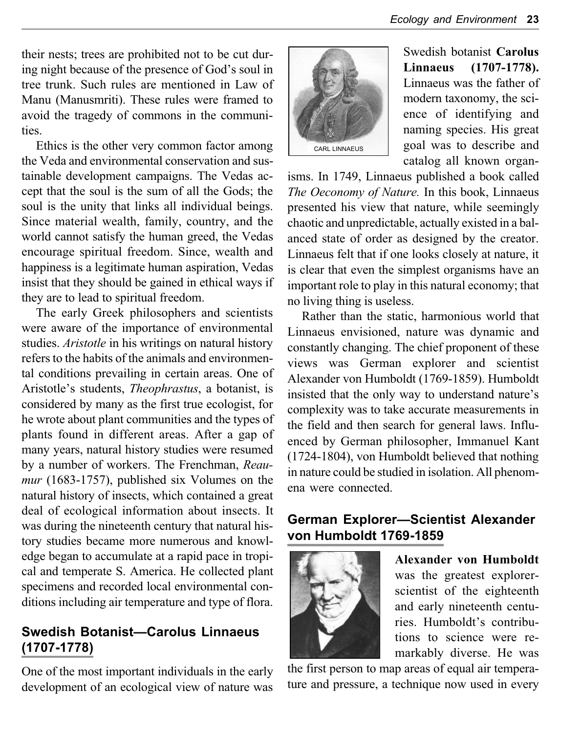their nests; trees are prohibited not to be cut during night because of the presence of God's soul in tree trunk. Such rules are mentioned in Law of Manu (Manusmriti). These rules were framed to avoid the tragedy of commons in the communities.

Ethics is the other very common factor among the Veda and environmental conservation and sustainable development campaigns. The Vedas accept that the soul is the sum of all the Gods; the soul is the unity that links all individual beings. Since material wealth, family, country, and the world cannot satisfy the human greed, the Vedas encourage spiritual freedom. Since, wealth and happiness is a legitimate human aspiration, Vedas insist that they should be gained in ethical ways if they are to lead to spiritual freedom.

The early Greek philosophers and scientists were aware of the importance of environmental studies. *Aristotle* in his writings on natural history refers to the habits of the animals and environmental conditions prevailing in certain areas. One of Aristotle's students, *Theophrastus*, a botanist, is considered by many as the first true ecologist, for he wrote about plant communities and the types of plants found in different areas. After a gap of many years, natural history studies were resumed by a number of workers. The Frenchman, *Reaumur* (1683-1757), published six Volumes on the natural history of insects, which contained a great deal of ecological information about insects. It was during the nineteenth century that natural history studies became more numerous and knowledge began to accumulate at a rapid pace in tropical and temperate S. America. He collected plant specimens and recorded local environmental conditions including air temperature and type of flora.

## Swedish Botanist—Carolus Linnaeus (1707-1778)

One of the most important individuals in the early development of an ecological view of nature was Swedish botanist **Carolus Linnaeus (1707-1778).** Linnaeus was the father of modern taxonomy, the science of identifying and naming species. His great goal was to describe and catalog all known organisms. In 1749, Linnaeus published a book called *The Oeconomy of Nature.* In this book, Linnaeus presented his view that nature, while seemingly chaotic and unpredictable, actually existed in a balanced state of order as designed by the creator. Linnaeus felt that if one looks closely at nature, it is clear that even the simplest organisms have an important role to play in this natural economy; that no living thing is useless.

CARL LINNAEUS

Rather than the static, harmonious world that Linnaeus envisioned, nature was dynamic and constantly changing. The chief proponent of these views was German explorer and scientist Alexander von Humboldt (1769-1859). Humboldt insisted that the only way to understand nature's complexity was to take accurate measurements in the field and then search for general laws. Influenced by German philosopher, Immanuel Kant (1724-1804), von Humboldt believed that nothing in nature could be studied in isolation. All phenomena were connected.

## German Explorer—Scientist Alexander von Humboldt 1769-1859

**Alexander von Humboldt** was the greatest explorer-scientist of the eighteenth and early nineteenth centuries. Humboldt's contributions to science were remarkably diverse. He was the first person to map areas of equal air temperature and pressure, a technique now used in every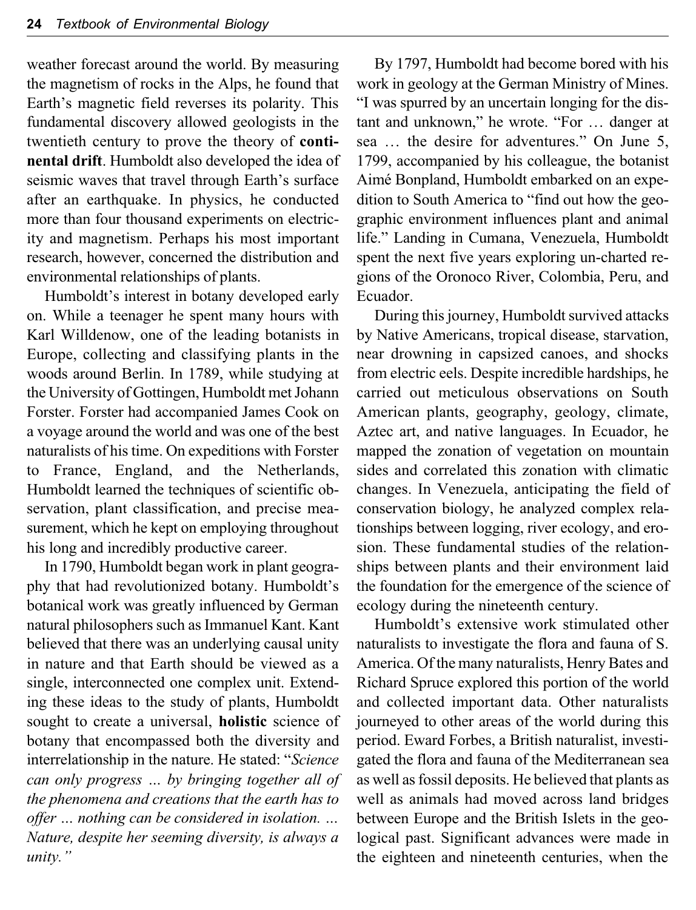weather forecast around the world. By measuring the magnetism of rocks in the Alps, he found that Earth's magnetic field reverses its polarity. This fundamental discovery allowed geologists in the twentieth century to prove the theory of **continental drift**. Humboldt also developed the idea of seismic waves that travel through Earth's surface after an earthquake. In physics, he conducted more than four thousand experiments on electricity and magnetism. Perhaps his most important research, however, concerned the distribution and environmental relationships of plants.

Humboldt's interest in botany developed early on. While a teenager he spent many hours with Karl Willdenow, one of the leading botanists in Europe, collecting and classifying plants in the woods around Berlin. In 1789, while studying at the University of Gottingen, Humboldt met Johann Forster. Forster had accompanied James Cook on a voyage around the world and was one of the best naturalists of his time. On expeditions with Forster to France, England, and the Netherlands, Humboldt learned the techniques of scientific observation, plant classification, and precise measurement, which he kept on employing throughout his long and incredibly productive career.

In 1790, Humboldt began work in plant geography that had revolutionized botany. Humboldt's botanical work was greatly influenced by German natural philosophers such as Immanuel Kant. Kant believed that there was an underlying causal unity in nature and that Earth should be viewed as a single, interconnected one complex unit. Extending these ideas to the study of plants, Humboldt sought to create a universal, **holistic** science of botany that encompassed both the diversity and interrelationship in the nature. He stated: "*Science can only progress ... by bringing together all of the phenomena and creations that the earth has to offer ... nothing can be considered in isolation. ... Nature, despite her seeming diversity, is always a unity.*"

By 1797, Humboldt had become bored with his work in geology at the German Ministry of Mines. "I was spurred by an uncertain longing for the distant and unknown," he wrote. "For … danger at sea … the desire for adventures." On June 5, 1799, accompanied by his colleague, the botanist Aimé Bonpland, Humboldt embarked on an expedition to South America to "find out how the geographic environment influences plant and animal life." Landing in Cumana, Venezuela, Humboldt spent the next five years exploring un-charted regions of the Oronoco River, Colombia, Peru, and Ecuador.

During this journey, Humboldt survived attacks by Native Americans, tropical disease, starvation, near drowning in capsized canoes, and shocks from electric eels. Despite incredible hardships, he carried out meticulous observations on South American plants, geography, geology, climate, Aztec art, and native languages. In Ecuador, he mapped the zonation of vegetation on mountain sides and correlated this zonation with climatic changes. In Venezuela, anticipating the field of conservation biology, he analyzed complex relationships between logging, river ecology, and erosion. These fundamental studies of the relationships between plants and their environment laid the foundation for the emergence of the science of ecology during the nineteenth century.

Humboldt's extensive work stimulated other naturalists to investigate the flora and fauna of S. America. Of the many naturalists, Henry Bates and Richard Spruce explored this portion of the world and collected important data. Other naturalists journeyed to other areas of the world during this period. Eward Forbes, a British naturalist, investigated the flora and fauna of the Mediterranean sea as well as fossil deposits. He believed that plants as well as animals had moved across land bridges between Europe and the British Islets in the geological past. Significant advances were made in the eighteen and nineteenth centuries, when the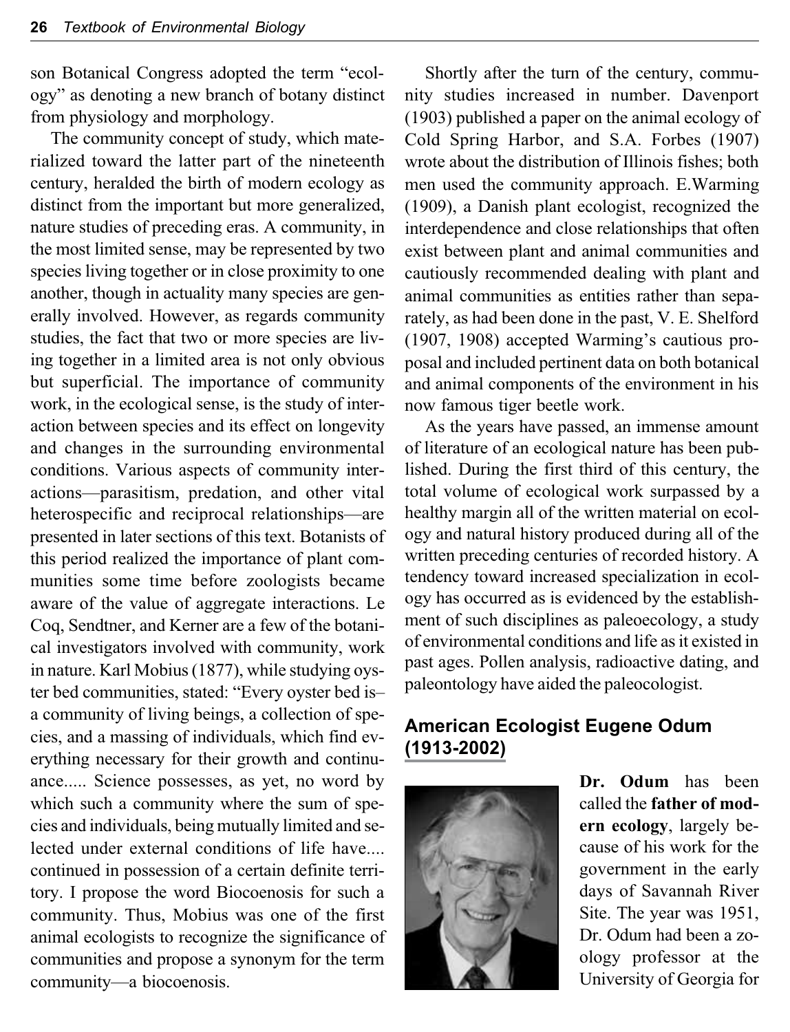son Botanical Congress adopted the term "ecology" as denoting a new branch of botany distinct from physiology and morphology.

The community concept of study, which materialized toward the latter part of the nineteenth century, heralded the birth of modern ecology as distinct from the important but more generalized, nature studies of preceding eras. A community, in the most limited sense, may be represented by two species living together or in close proximity to one another, though in actuality many species are generally involved. However, as regards community studies, the fact that two or more species are living together in a limited area is not only obvious but superficial. The importance of community work, in the ecological sense, is the study of interaction between species and its effect on longevity and changes in the surrounding environmental conditions. Various aspects of community interactions—parasitism, predation, and other vital heterospecific and reciprocal relationships—are presented in later sections of this text. Botanists of this period realized the importance of plant communities some time before zoologists became aware of the value of aggregate interactions. Le Coq, Sendtner, and Kerner are a few of the botanical investigators involved with community, work in nature. Karl Mobius (1877), while studying oyster bed communities, stated: "Every oyster bed is– a community of living beings, a collection of species, and a massing of individuals, which find everything necessary for their growth and continuance..... Science possesses, as yet, no word by which such a community where the sum of species and individuals, being mutually limited and selected under external conditions of life have.... continued in possession of a certain definite territory. I propose the word Biocoenosis for such a community. Thus, Mobius was one of the first animal ecologists to recognize the significance of communities and propose a synonym for the term community—a biocoenosis.

Shortly after the turn of the century, community studies increased in number. Davenport (1903) published a paper on the animal ecology of Cold Spring Harbor, and S.A. Forbes (1907) wrote about the distribution of Illinois fishes; both men used the community approach. E.Warming (1909), a Danish plant ecologist, recognized the interdependence and close relationships that often exist between plant and animal communities and cautiously recommended dealing with plant and animal communities as entities rather than separately, as had been done in the past, V. E. Shelford (1907, 1908) accepted Warming's cautious proposal and included pertinent data on both botanical and animal components of the environment in his now famous tiger beetle work.

As the years have passed, an immense amount of literature of an ecological nature has been published. During the first third of this century, the total volume of ecological work surpassed by a healthy margin all of the written material on ecology and natural history produced during all of the written preceding centuries of recorded history. A tendency toward increased specialization in ecology has occurred as is evidenced by the establishment of such disciplines as paleoecology, a study of environmental conditions and life as it existed in past ages. Pollen analysis, radioactive dating, and paleontology have aided the paleocologist.

## American Ecologist Eugene Odum (1913-2002)

**Dr. Odum** has been called the **father of modern ecology**, largely because of his work for the government in the early days of Savannah River Site. The year was 1951, Dr. Odum had been a zoology professor at the University of Georgia for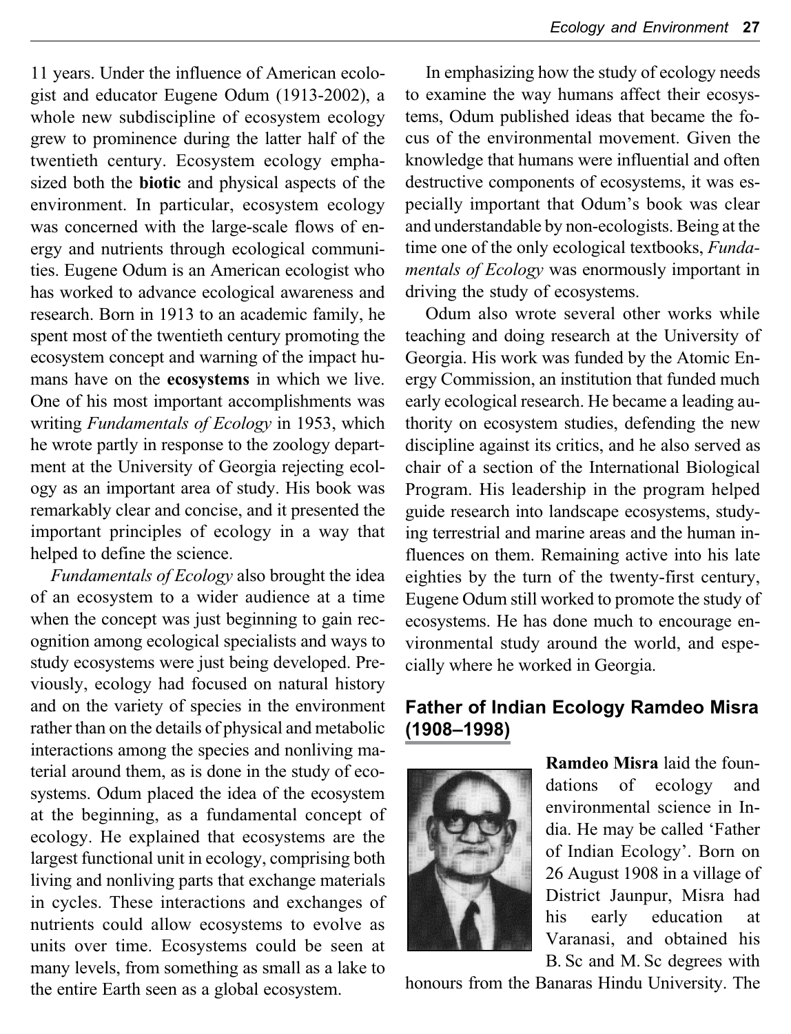11 years. Under the influence of American ecologist and educator Eugene Odum (1913-2002), a whole new subdiscipline of ecosystem ecology grew to prominence during the latter half of the twentieth century. Ecosystem ecology emphasized both the **biotic** and physical aspects of the environment. In particular, ecosystem ecology was concerned with the large-scale flows of energy and nutrients through ecological communities. Eugene Odum is an American ecologist who has worked to advance ecological awareness and research. Born in 1913 to an academic family, he spent most of the twentieth century promoting the ecosystem concept and warning of the impact humans have on the **ecosystems** in which we live. One of his most important accomplishments was writing *Fundamentals of Ecology* in 1953, which he wrote partly in response to the zoology department at the University of Georgia rejecting ecology as an important area of study. His book was remarkably clear and concise, and it presented the important principles of ecology in a way that helped to define the science.

*Fundamentals of Ecology* also brought the idea of an ecosystem to a wider audience at a time when the concept was just beginning to gain recognition among ecological specialists and ways to study ecosystems were just being developed. Previously, ecology had focused on natural history and on the variety of species in the environment rather than on the details of physical and metabolic interactions among the species and nonliving material around them, as is done in the study of ecosystems. Odum placed the idea of the ecosystem at the beginning, as a fundamental concept of ecology. He explained that ecosystems are the largest functional unit in ecology, comprising both living and nonliving parts that exchange materials in cycles. These interactions and exchanges of nutrients could allow ecosystems to evolve as units over time. Ecosystems could be seen at many levels, from something as small as a lake to the entire Earth seen as a global ecosystem.

In emphasizing how the study of ecology needs to examine the way humans affect their ecosystems, Odum published ideas that became the focus of the environmental movement. Given the knowledge that humans were influential and often destructive components of ecosystems, it was especially important that Odum's book was clear and understandable by non-ecologists. Being at the time one of the only ecological textbooks, *Fundamentals of Ecology* was enormously important in driving the study of ecosystems.

Odum also wrote several other works while teaching and doing research at the University of Georgia. His work was funded by the Atomic Energy Commission, an institution that funded much early ecological research. He became a leading authority on ecosystem studies, defending the new discipline against its critics, and he also served as chair of a section of the International Biological Program. His leadership in the program helped guide research into landscape ecosystems, studying terrestrial and marine areas and the human influences on them. Remaining active into his late eighties by the turn of the twenty-first century, Eugene Odum still worked to promote the study of ecosystems. He has done much to encourage environmental study around the world, and especially where he worked in Georgia.

## Father of Indian Ecology Ramdeo Misra (1908–1998)

**Ramdeo Misra** laid the foundations of ecology and environmental science in India. He may be called 'Father of Indian Ecology'. Born on 26 August 1908 in a village of District Jaunpur, Misra had his early education at Varanasi, and obtained his B. Sc and M. Sc degrees with honours from the Banaras Hindu University. The